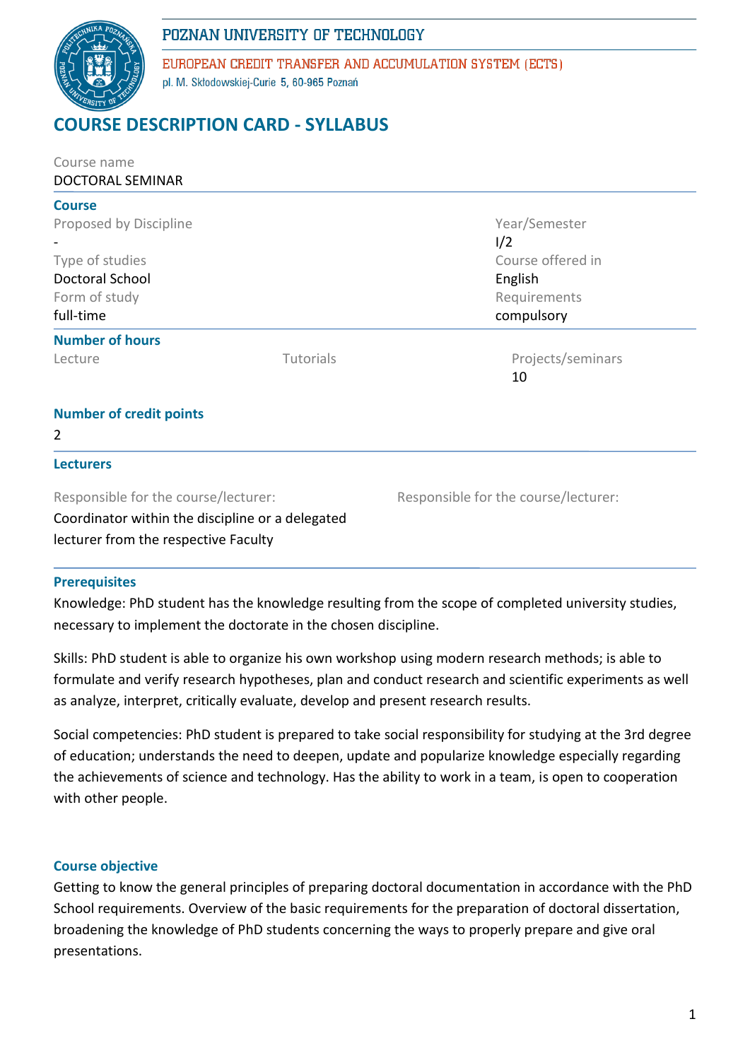POZNAN UNIVERSITY OF TECHNOLOGY

EUROPEAN CREDIT TRANSFER AND ACCUMULATION SYSTEM (ECTS)

pl. M. Skłodowskiej-Curie 5, 60-965 Poznań

# COURSE DESCRIPTION CARD - SYLLABUS

Course name

DOCTORAL SEMINAR

## Course

| Proposed by Discipline | Year/Semester |
|---|---|
| - | I/2 |
| Type of studies | Course offered in |
| Doctoral School | English |
| Form of study | Requirements |
| full-time | compulsory |

## Number of hours

| Lecture | Tutorials | Projects/seminars |
|---|---|---|
| | | 10 |

## Number of credit points

2

## Lecturers

| Responsible for the course/lecturer: | Responsible for the course/lecturer: |
|---|---|
| Coordinator within the discipline or a delegated lecturer from the respective Faculty | |

## Prerequisites

Knowledge: PhD student has the knowledge resulting from the scope of completed university studies, necessary to implement the doctorate in the chosen discipline.

Skills: PhD student is able to organize his own workshop using modern research methods; is able to formulate and verify research hypotheses, plan and conduct research and scientific experiments as well as analyze, interpret, critically evaluate, develop and present research results.

Social competencies: PhD student is prepared to take social responsibility for studying at the 3rd degree of education; understands the need to deepen, update and popularize knowledge especially regarding the achievements of science and technology. Has the ability to work in a team, is open to cooperation with other people.

## Course objective

Getting to know the general principles of preparing doctoral documentation in accordance with the PhD School requirements. Overview of the basic requirements for the preparation of doctoral dissertation, broadening the knowledge of PhD students concerning the ways to properly prepare and give oral presentations.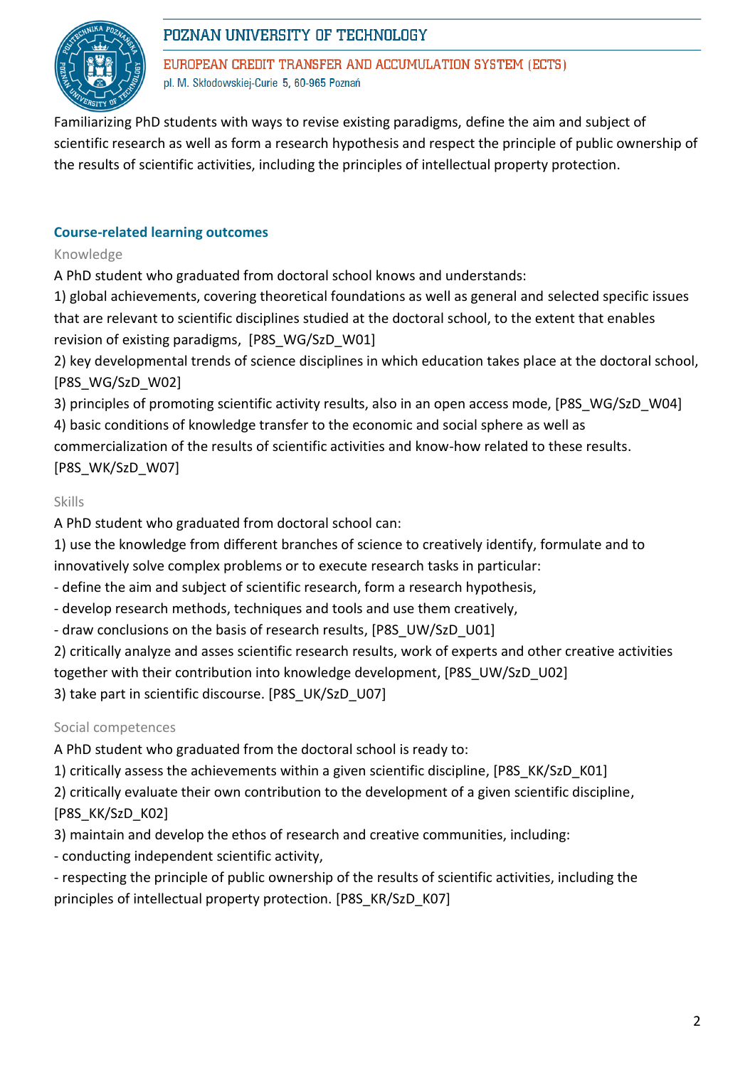Familiarizing PhD students with ways to revise existing paradigms, define the aim and subject of scientific research as well as form a research hypothesis and respect the principle of public ownership of the results of scientific activities, including the principles of intellectual property protection.

## Course-related learning outcomes

### Knowledge

A PhD student who graduated from doctoral school knows and understands:

1) global achievements, covering theoretical foundations as well as general and selected specific issues that are relevant to scientific disciplines studied at the doctoral school, to the extent that enables revision of existing paradigms, [P8S_WG/SzD_W01]

2) key developmental trends of science disciplines in which education takes place at the doctoral school, [P8S_WG/SzD_W02]

3) principles of promoting scientific activity results, also in an open access mode, [P8S_WG/SzD_W04]

4) basic conditions of knowledge transfer to the economic and social sphere as well as commercialization of the results of scientific activities and know-how related to these results. [P8S_WK/SzD_W07]

### Skills

A PhD student who graduated from doctoral school can:

1) use the knowledge from different branches of science to creatively identify, formulate and to innovatively solve complex problems or to execute research tasks in particular:

- define the aim and subject of scientific research, form a research hypothesis,
- develop research methods, techniques and tools and use them creatively,
- draw conclusions on the basis of research results, [P8S_UW/SzD_U01]

2) critically analyze and asses scientific research results, work of experts and other creative activities together with their contribution into knowledge development, [P8S_UW/SzD_U02]

3) take part in scientific discourse. [P8S_UK/SzD_U07]

### Social competences

A PhD student who graduated from the doctoral school is ready to:

1) critically assess the achievements within a given scientific discipline, [P8S_KK/SzD_K01]

2) critically evaluate their own contribution to the development of a given scientific discipline, [P8S_KK/SzD_K02]

3) maintain and develop the ethos of research and creative communities, including:

- conducting independent scientific activity,
- respecting the principle of public ownership of the results of scientific activities, including the principles of intellectual property protection. [P8S_KR/SzD_K07]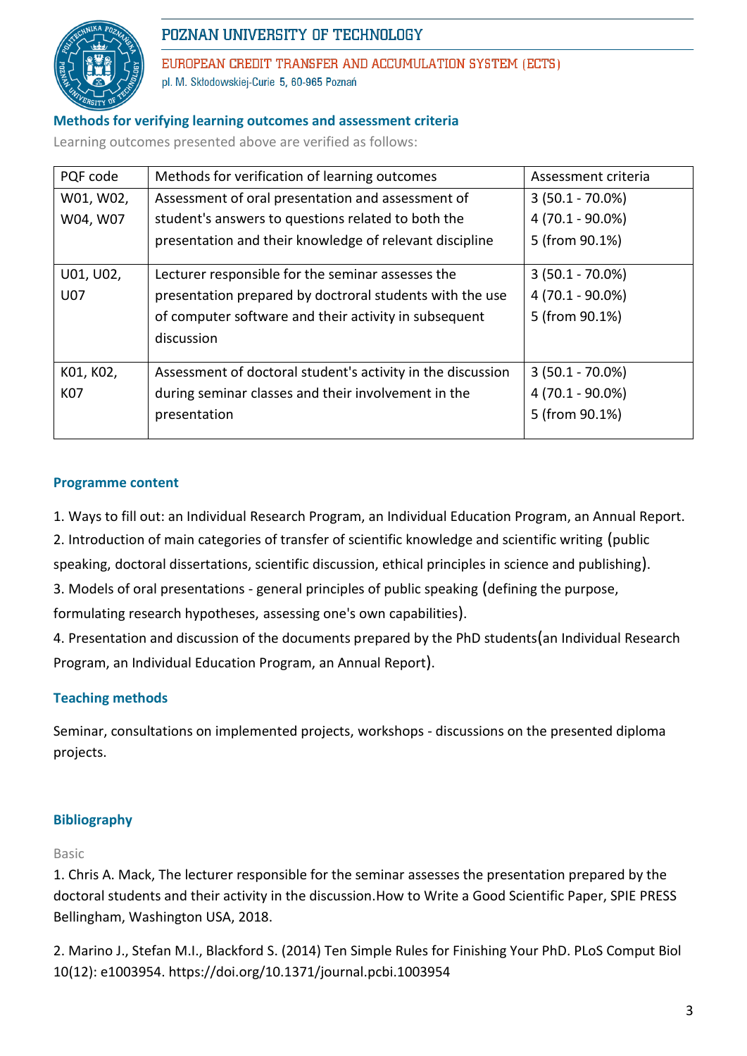## Methods for verifying learning outcomes and assessment criteria

Learning outcomes presented above are verified as follows:

| PQF code | Methods for verification of learning outcomes | Assessment criteria |
|---|---|---|
| W01, W02, W04, W07 | Assessment of oral presentation and assessment of student's answers to questions related to both the presentation and their knowledge of relevant discipline | 3 (50.1 - 70.0%)<br>4 (70.1 - 90.0%)<br>5 (from 90.1%) |
| U01, U02, U07 | Lecturer responsible for the seminar assesses the presentation prepared by doctroral students with the use of computer software and their activity in subsequent discussion | 3 (50.1 - 70.0%)<br>4 (70.1 - 90.0%)<br>5 (from 90.1%) |
| K01, K02, K07 | Assessment of doctoral student's activity in the discussion during seminar classes and their involvement in the presentation | 3 (50.1 - 70.0%)<br>4 (70.1 - 90.0%)<br>5 (from 90.1%) |

## Programme content

1. Ways to fill out: an Individual Research Program, an Individual Education Program, an Annual Report.
2. Introduction of main categories of transfer of scientific knowledge and scientific writing (public speaking, doctoral dissertations, scientific discussion, ethical principles in science and publishing).
3. Models of oral presentations - general principles of public speaking (defining the purpose, formulating research hypotheses, assessing one's own capabilities).
4. Presentation and discussion of the documents prepared by the PhD students(an Individual Research Program, an Individual Education Program, an Annual Report).

## Teaching methods

Seminar, consultations on implemented projects, workshops - discussions on the presented diploma projects.

## Bibliography

Basic

1. Chris A. Mack, The lecturer responsible for the seminar assesses the presentation prepared by the doctoral students and their activity in the discussion.How to Write a Good Scientific Paper, SPIE PRESS Bellingham, Washington USA, 2018.

2. Marino J., Stefan M.I., Blackford S. (2014) Ten Simple Rules for Finishing Your PhD. PLoS Comput Biol 10(12): e1003954. https://doi.org/10.1371/journal.pcbi.1003954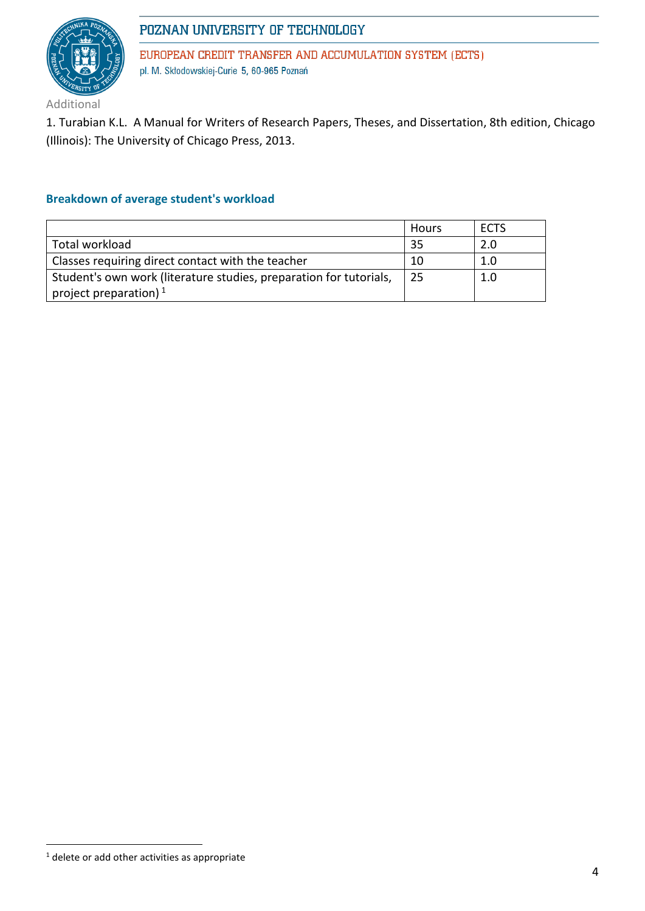Additional

1. Turabian K.L.  A Manual for Writers of Research Papers, Theses, and Dissertation, 8th edition, Chicago (Illinois): The University of Chicago Press, 2013.

### Breakdown of average student's workload

| | Hours | ECTS |
|---|---|---|
| Total workload | 35 | 2.0 |
| Classes requiring direct contact with the teacher | 10 | 1.0 |
| Student's own work (literature studies, preparation for tutorials, project preparation) [1] | 25 | 1.0 |

[1] delete or add other activities as appropriate